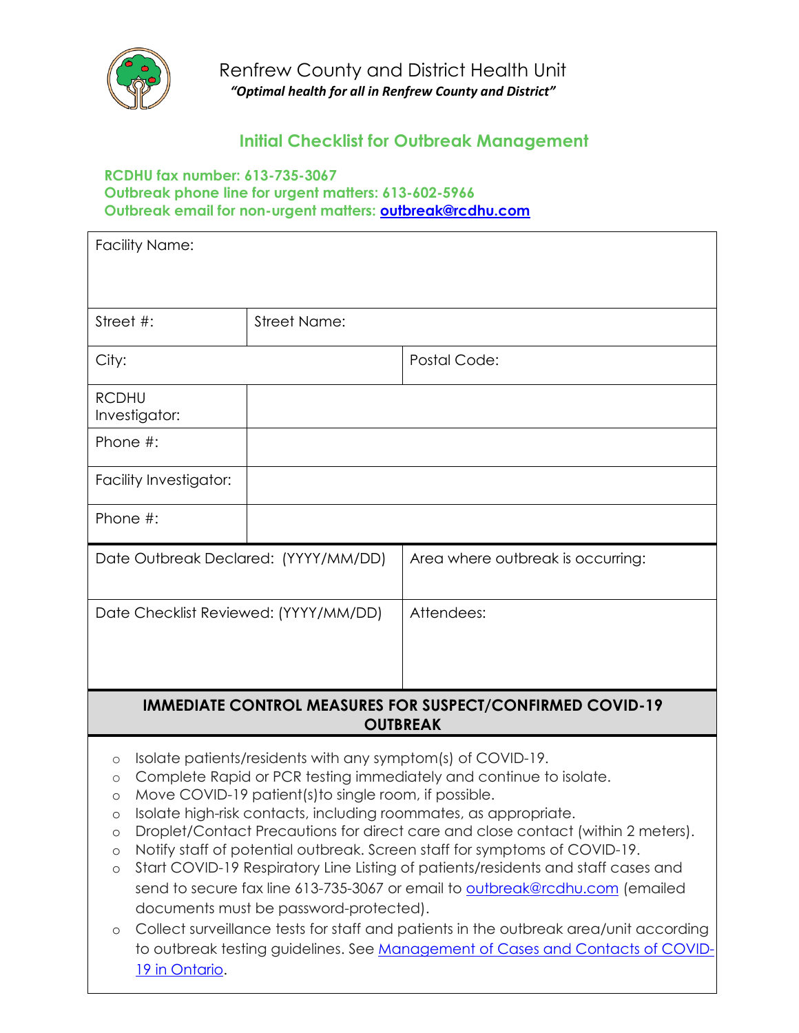Renfrew County and District Health Unit

*"Optimal health for all in Renfrew County and District"*

## Initial Checklist for Outbreak Management

**RCDHU fax number: 613-735-3067**
**Outbreak phone line for urgent matters: 613-602-5966**
**Outbreak email for non-urgent matters: [outbreak@rcdhu.com](mailto:outbreak@rcdhu.com)**

| Facility Name: | | |
|---|---|---|
| Street #: | Street Name: | |
| City: | | Postal Code: |
| RCDHU Investigator: | | |
| Phone #: | | |
| Facility Investigator: | | |
| Phone #: | | |
| Date Outbreak Declared: (YYYY/MM/DD) | | Area where outbreak is occurring: |
| Date Checklist Reviewed: (YYYY/MM/DD) | | Attendees: |

**IMMEDIATE CONTROL MEASURES FOR SUSPECT/CONFIRMED COVID-19 OUTBREAK**

- Isolate patients/residents with any symptom(s) of COVID-19.
- Complete Rapid or PCR testing immediately and continue to isolate.
- Move COVID-19 patient(s)to single room, if possible.
- Isolate high-risk contacts, including roommates, as appropriate.
- Droplet/Contact Precautions for direct care and close contact (within 2 meters).
- Notify staff of potential outbreak. Screen staff for symptoms of COVID-19.
- Start COVID-19 Respiratory Line Listing of patients/residents and staff cases and send to secure fax line 613-735-3067 or email to [outbreak@rcdhu.com](mailto:outbreak@rcdhu.com) (emailed documents must be password-protected).
- Collect surveillance tests for staff and patients in the outbreak area/unit according to outbreak testing guidelines. See Management of Cases and Contacts of COVID-19 in Ontario.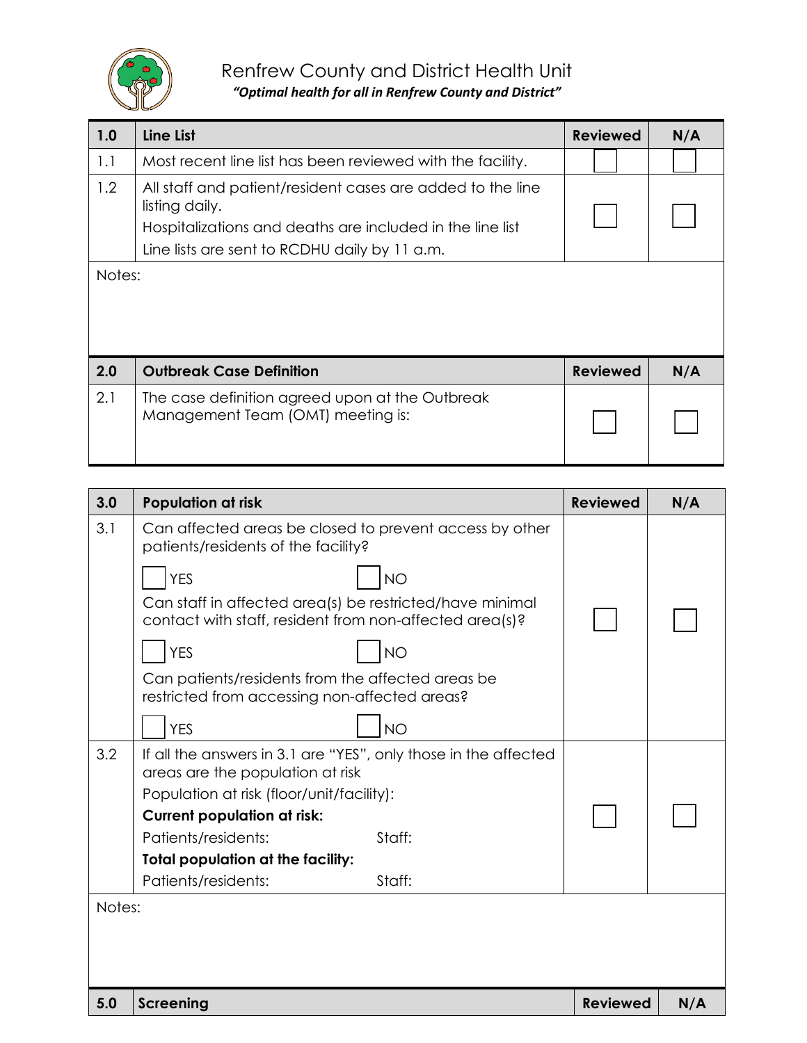Renfrew County and District Health Unit

*"Optimal health for all in Renfrew County and District"*

| 1.0 | Line List | Reviewed | N/A |
|---|---|---|---|
| 1.1 | Most recent line list has been reviewed with the facility. | ☐ | ☐ |
| 1.2 | All staff and patient/resident cases are added to the line listing daily.<br>Hospitalizations and deaths are included in the line list<br>Line lists are sent to RCDHU daily by 11 a.m. | ☐ | ☐ |
| Notes: | | | |

| 2.0 | Outbreak Case Definition | Reviewed | N/A |
|---|---|---|---|
| 2.1 | The case definition agreed upon at the Outbreak Management Team (OMT) meeting is: | ☐ | ☐ |

| 3.0 | Population at risk | Reviewed | N/A |
|---|---|---|---|
| 3.1 | Can affected areas be closed to prevent access by other patients/residents of the facility?<br>☐ YES ☐ NO<br>Can staff in affected area(s) be restricted/have minimal contact with staff, resident from non-affected area(s)?<br>☐ YES ☐ NO<br>Can patients/residents from the affected areas be restricted from accessing non-affected areas?<br>☐ YES ☐ NO | ☐ | ☐ |
| 3.2 | If all the answers in 3.1 are "YES", only those in the affected areas are the population at risk<br>Population at risk (floor/unit/facility):<br>**Current population at risk:**<br>Patients/residents: Staff:<br>**Total population at the facility:**<br>Patients/residents: Staff: | ☐ | ☐ |
| Notes: | | | |

| 5.0 | Screening | Reviewed | N/A |
|---|---|---|---|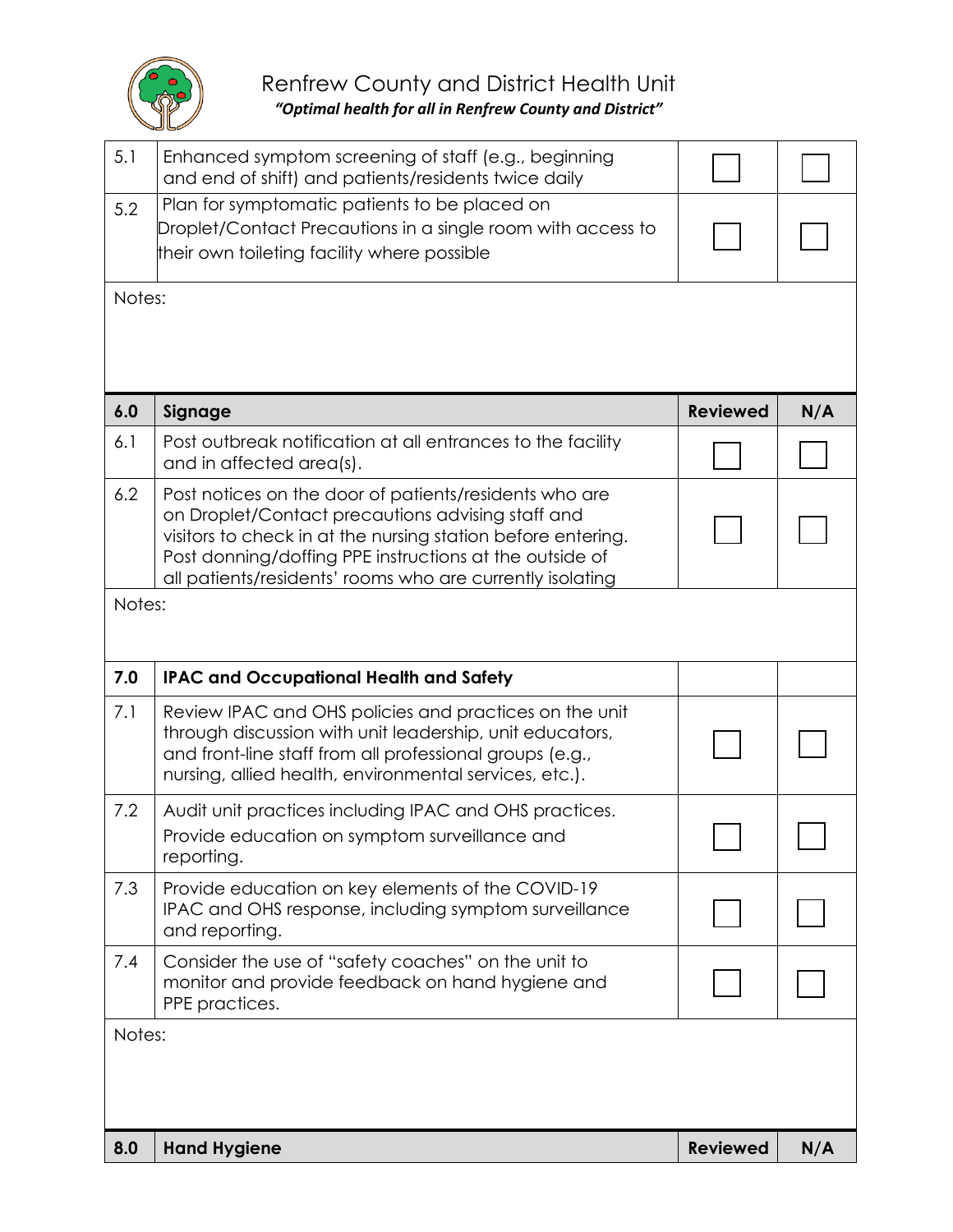| | | | |
|---|---|---|---|
| 5.1 | Enhanced symptom screening of staff (e.g., beginning and end of shift) and patients/residents twice daily | ☐ | ☐ |
| 5.2 | Plan for symptomatic patients to be placed on Droplet/Contact Precautions in a single room with access to their own toileting facility where possible | ☐ | ☐ |
| Notes: | | | |

| 6.0 | Signage | Reviewed | N/A |
|---|---|---|---|
| 6.1 | Post outbreak notification at all entrances to the facility and in affected area(s). | ☐ | ☐ |
| 6.2 | Post notices on the door of patients/residents who are on Droplet/Contact precautions advising staff and visitors to check in at the nursing station before entering. Post donning/doffing PPE instructions at the outside of all patients/residents' rooms who are currently isolating | ☐ | ☐ |
| Notes: | | | |

| 7.0 | IPAC and Occupational Health and Safety | | |
|---|---|---|---|
| 7.1 | Review IPAC and OHS policies and practices on the unit through discussion with unit leadership, unit educators, and front-line staff from all professional groups (e.g., nursing, allied health, environmental services, etc.). | ☐ | ☐ |
| 7.2 | Audit unit practices including IPAC and OHS practices. Provide education on symptom surveillance and reporting. | ☐ | ☐ |
| 7.3 | Provide education on key elements of the COVID-19 IPAC and OHS response, including symptom surveillance and reporting. | ☐ | ☐ |
| 7.4 | Consider the use of "safety coaches" on the unit to monitor and provide feedback on hand hygiene and PPE practices. | ☐ | ☐ |
| Notes: | | | |

| 8.0 | Hand Hygiene | Reviewed | N/A |
|---|---|---|---|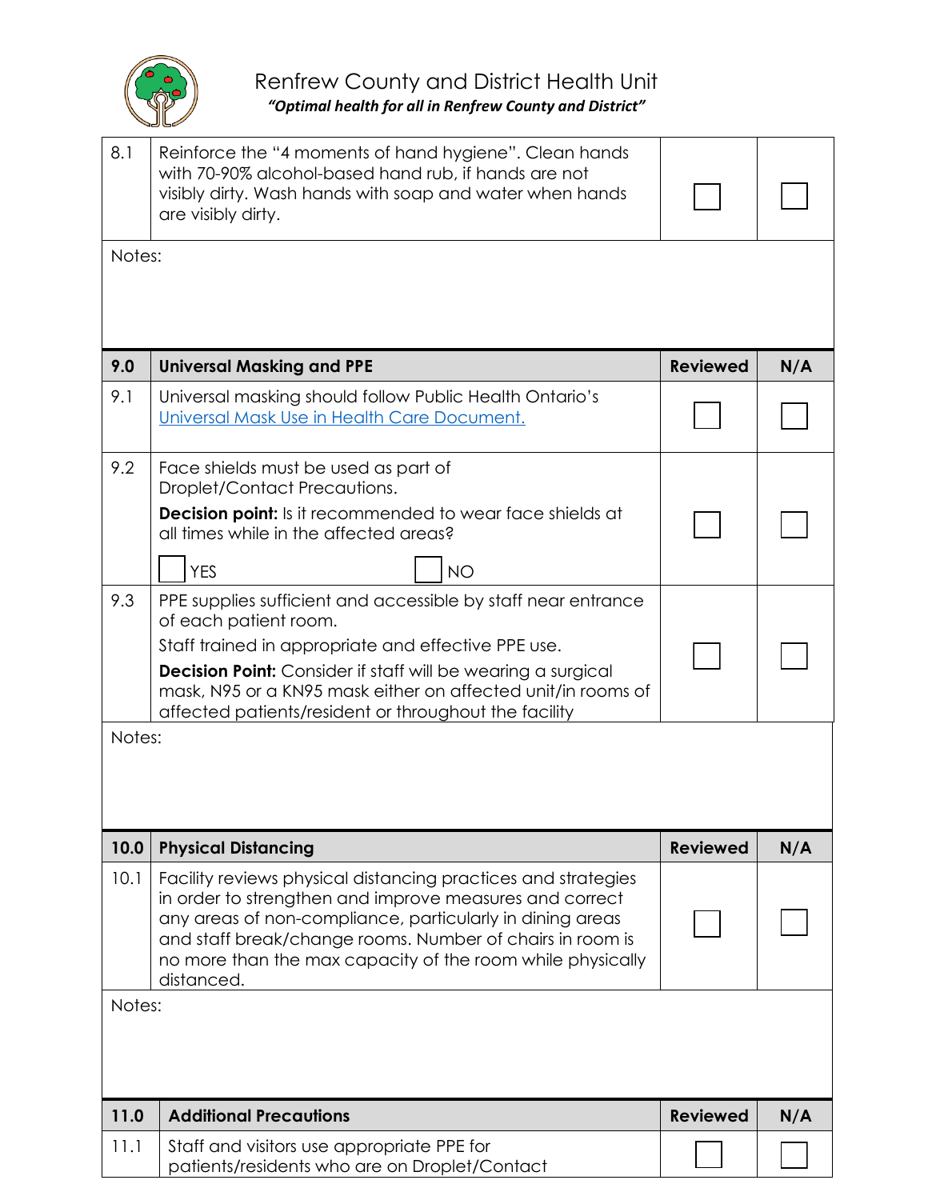| 8.1 | Reinforce the "4 moments of hand hygiene". Clean hands with 70-90% alcohol-based hand rub, if hands are not visibly dirty. Wash hands with soap and water when hands are visibly dirty. | ☐ | ☐ |
|---|---|---|---|
| Notes: | | | |

| 9.0 | Universal Masking and PPE | Reviewed | N/A |
|---|---|---|---|
| 9.1 | Universal masking should follow Public Health Ontario's [Universal Mask Use in Health Care Document.]() | ☐ | ☐ |
| 9.2 | Face shields must be used as part of Droplet/Contact Precautions.<br>**Decision point:** Is it recommended to wear face shields at all times while in the affected areas?<br>☐ YES ☐ NO | ☐ | ☐ |
| 9.3 | PPE supplies sufficient and accessible by staff near entrance of each patient room.<br>Staff trained in appropriate and effective PPE use.<br>**Decision Point:** Consider if staff will be wearing a surgical mask, N95 or a KN95 mask either on affected unit/in rooms of affected patients/resident or throughout the facility | ☐ | ☐ |
| Notes: | | | |

| 10.0 | Physical Distancing | Reviewed | N/A |
|---|---|---|---|
| 10.1 | Facility reviews physical distancing practices and strategies in order to strengthen and improve measures and correct any areas of non-compliance, particularly in dining areas and staff break/change rooms. Number of chairs in room is no more than the max capacity of the room while physically distanced. | ☐ | ☐ |
| Notes: | | | |

| 11.0 | Additional Precautions | Reviewed | N/A |
|---|---|---|---|
| 11.1 | Staff and visitors use appropriate PPE for patients/residents who are on Droplet/Contact | ☐ | ☐ |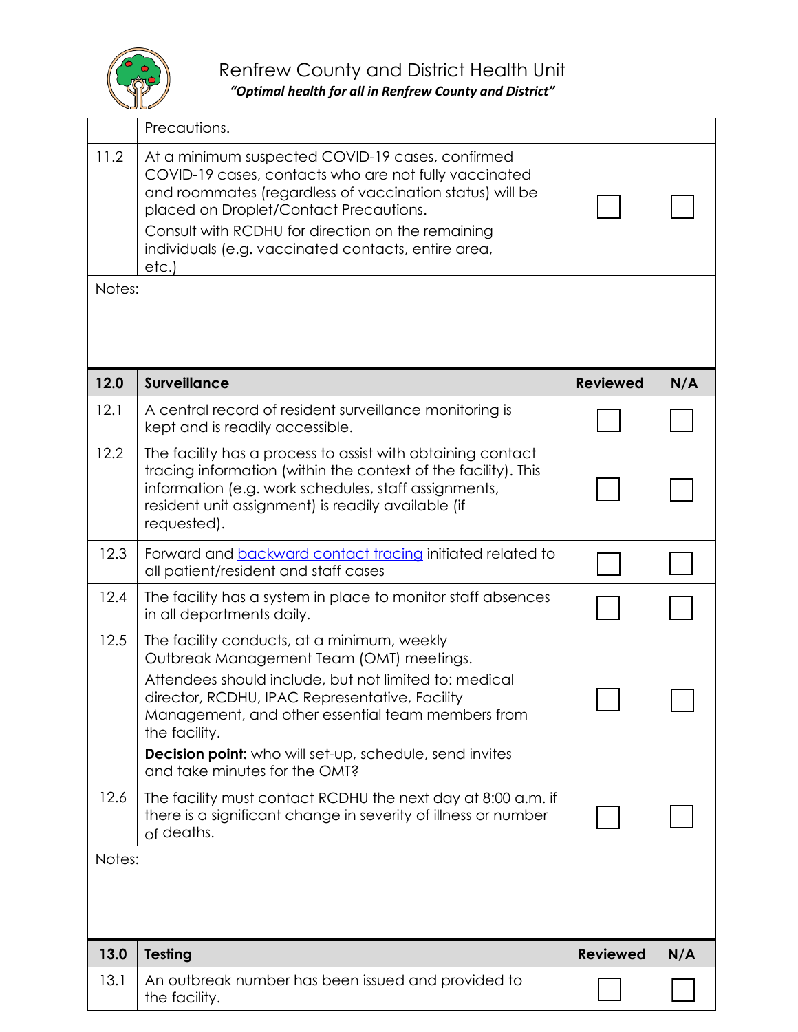| | Precautions. | | |
|---|---|---|---|
| 11.2 | At a minimum suspected COVID-19 cases, confirmed COVID-19 cases, contacts who are not fully vaccinated and roommates (regardless of vaccination status) will be placed on Droplet/Contact Precautions.<br>Consult with RCDHU for direction on the remaining individuals (e.g. vaccinated contacts, entire area, etc.) | ☐ | ☐ |

Notes:

| 12.0 | Surveillance | Reviewed | N/A |
|---|---|---|---|
| 12.1 | A central record of resident surveillance monitoring is kept and is readily accessible. | ☐ | ☐ |
| 12.2 | The facility has a process to assist with obtaining contact tracing information (within the context of the facility). This information (e.g. work schedules, staff assignments, resident unit assignment) is readily available (if requested). | ☐ | ☐ |
| 12.3 | Forward and backward contact tracing initiated related to all patient/resident and staff cases | ☐ | ☐ |
| 12.4 | The facility has a system in place to monitor staff absences in all departments daily. | ☐ | ☐ |
| 12.5 | The facility conducts, at a minimum, weekly Outbreak Management Team (OMT) meetings.<br>Attendees should include, but not limited to: medical director, RCDHU, IPAC Representative, Facility Management, and other essential team members from the facility.<br>**Decision point:** who will set-up, schedule, send invites and take minutes for the OMT? | ☐ | ☐ |
| 12.6 | The facility must contact RCDHU the next day at 8:00 a.m. if there is a significant change in severity of illness or number of deaths. | ☐ | ☐ |

Notes:

| 13.0 | Testing | Reviewed | N/A |
|---|---|---|---|
| 13.1 | An outbreak number has been issued and provided to the facility. | ☐ | ☐ |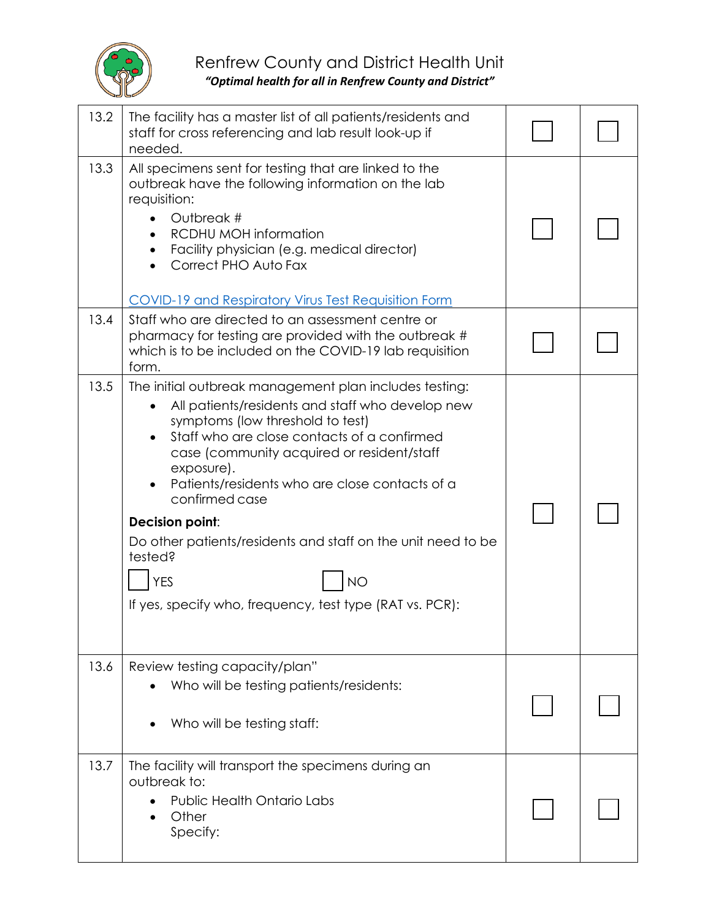| | | | |
|---|---|---|---|
| 13.2 | The facility has a master list of all patients/residents and staff for cross referencing and lab result look-up if needed. | ☐ | ☐ |
| 13.3 | All specimens sent for testing that are linked to the outbreak have the following information on the lab requisition:<br>• Outbreak #<br>• RCDHU MOH information<br>• Facility physician (e.g. medical director)<br>• Correct PHO Auto Fax<br><br>[COVID-19 and Respiratory Virus Test Requisition Form] | ☐ | ☐ |
| 13.4 | Staff who are directed to an assessment centre or pharmacy for testing are provided with the outbreak # which is to be included on the COVID-19 lab requisition form. | ☐ | ☐ |
| 13.5 | The initial outbreak management plan includes testing:<br>• All patients/residents and staff who develop new symptoms (low threshold to test)<br>• Staff who are close contacts of a confirmed case (community acquired or resident/staff exposure).<br>• Patients/residents who are close contacts of a confirmed case<br><br>**Decision point**:<br>Do other patients/residents and staff on the unit need to be tested?<br>☐ YES ☐ NO<br>If yes, specify who, frequency, test type (RAT vs. PCR): | ☐ | ☐ |
| 13.6 | Review testing capacity/plan"<br>• Who will be testing patients/residents:<br><br>• Who will be testing staff: | ☐ | ☐ |
| 13.7 | The facility will transport the specimens during an outbreak to:<br>• Public Health Ontario Labs<br>• Other<br>Specify: | ☐ | ☐ |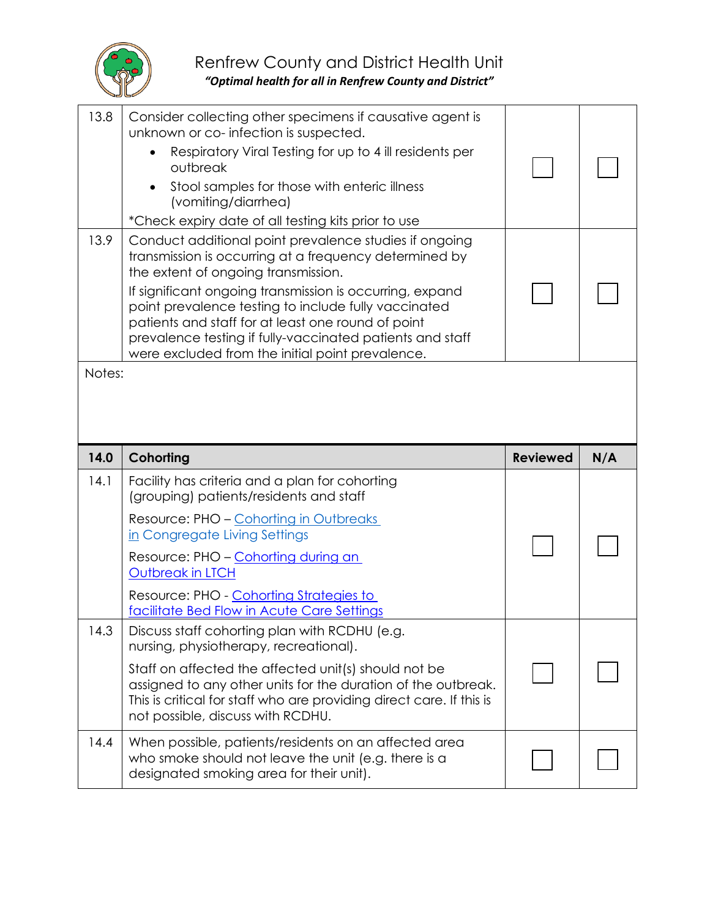| | | | |
|---|---|---|---|
| 13.8 | Consider collecting other specimens if causative agent is unknown or co- infection is suspected.<br>• Respiratory Viral Testing for up to 4 ill residents per outbreak<br>• Stool samples for those with enteric illness (vomiting/diarrhea)<br>*Check expiry date of all testing kits prior to use | ☐ | ☐ |
| 13.9 | Conduct additional point prevalence studies if ongoing transmission is occurring at a frequency determined by the extent of ongoing transmission.<br>If significant ongoing transmission is occurring, expand point prevalence testing to include fully vaccinated patients and staff for at least one round of point prevalence testing if fully-vaccinated patients and staff were excluded from the initial point prevalence. | ☐ | ☐ |

Notes:

| 14.0 | Cohorting | Reviewed | N/A |
|---|---|---|---|
| 14.1 | Facility has criteria and a plan for cohorting (grouping) patients/residents and staff<br>Resource: PHO – Cohorting in Outbreaks in Congregate Living Settings<br>Resource: PHO – Cohorting during an Outbreak in LTCH<br>Resource: PHO - Cohorting Strategies to facilitate Bed Flow in Acute Care Settings | ☐ | ☐ |
| 14.3 | Discuss staff cohorting plan with RCDHU (e.g. nursing, physiotherapy, recreational).<br>Staff on affected the affected unit(s) should not be assigned to any other units for the duration of the outbreak. This is critical for staff who are providing direct care. If this is not possible, discuss with RCDHU. | ☐ | ☐ |
| 14.4 | When possible, patients/residents on an affected area who smoke should not leave the unit (e.g. there is a designated smoking area for their unit). | ☐ | ☐ |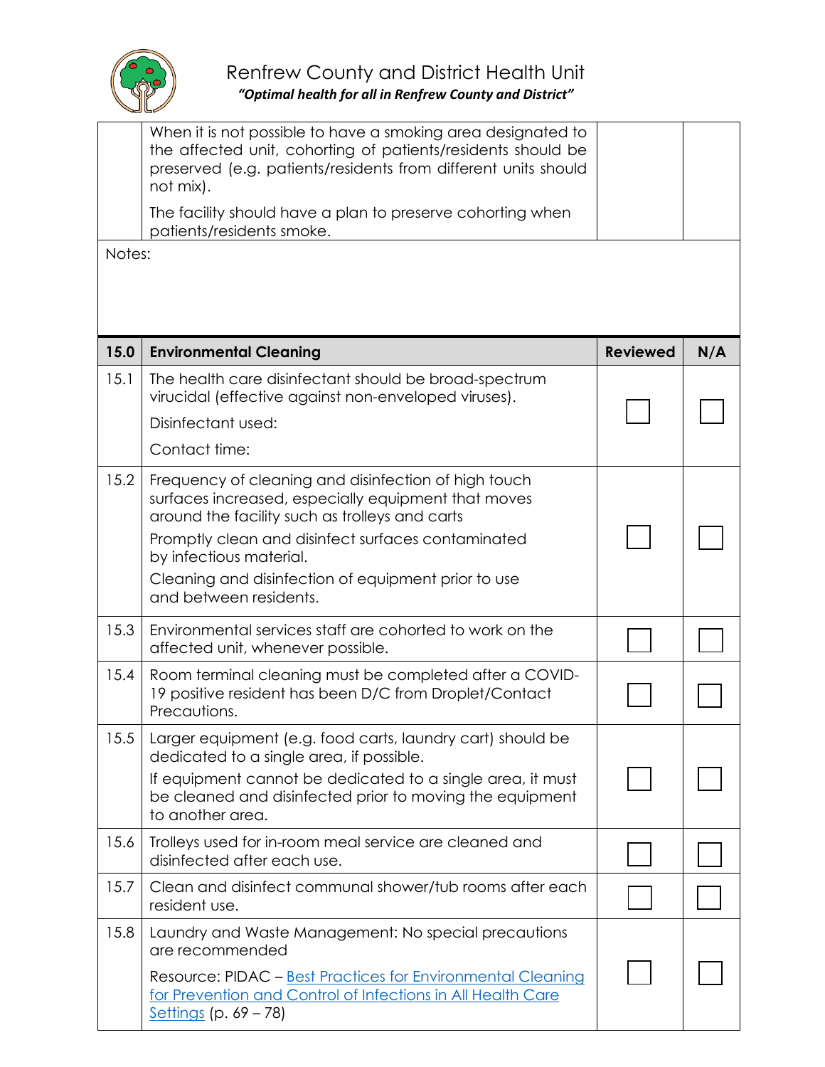| | | | |
|---|---|---|---|
| | When it is not possible to have a smoking area designated to the affected unit, cohorting of patients/residents should be preserved (e.g. patients/residents from different units should not mix).<br><br>The facility should have a plan to preserve cohorting when patients/residents smoke. | | |

Notes:

| **15.0** | **Environmental Cleaning** | **Reviewed** | **N/A** |
|---|---|---|---|
| 15.1 | The health care disinfectant should be broad-spectrum virucidal (effective against non-enveloped viruses).<br><br>Disinfectant used:<br><br>Contact time: | ☐ | ☐ |
| 15.2 | Frequency of cleaning and disinfection of high touch surfaces increased, especially equipment that moves around the facility such as trolleys and carts<br><br>Promptly clean and disinfect surfaces contaminated by infectious material.<br><br>Cleaning and disinfection of equipment prior to use and between residents. | ☐ | ☐ |
| 15.3 | Environmental services staff are cohorted to work on the affected unit, whenever possible. | ☐ | ☐ |
| 15.4 | Room terminal cleaning must be completed after a COVID-19 positive resident has been D/C from Droplet/Contact Precautions. | ☐ | ☐ |
| 15.5 | Larger equipment (e.g. food carts, laundry cart) should be dedicated to a single area, if possible.<br><br>If equipment cannot be dedicated to a single area, it must be cleaned and disinfected prior to moving the equipment to another area. | ☐ | ☐ |
| 15.6 | Trolleys used for in-room meal service are cleaned and disinfected after each use. | ☐ | ☐ |
| 15.7 | Clean and disinfect communal shower/tub rooms after each resident use. | ☐ | ☐ |
| 15.8 | Laundry and Waste Management: No special precautions are recommended<br><br>Resource: PIDAC – Best Practices for Environmental Cleaning for Prevention and Control of Infections in All Health Care Settings (p. 69 – 78) | ☐ | ☐ |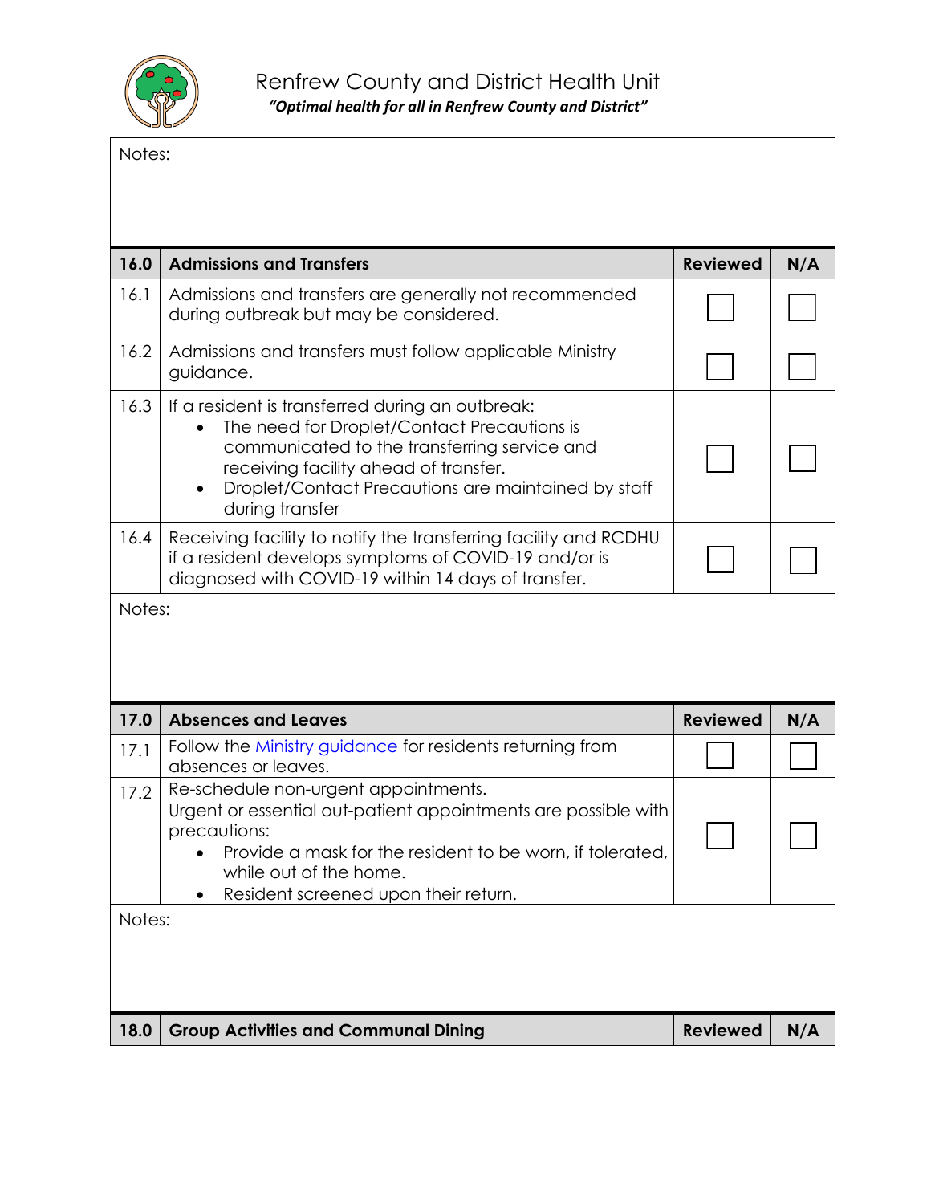Notes:

| 16.0 | Admissions and Transfers | Reviewed | N/A |
|---|---|---|---|
| 16.1 | Admissions and transfers are generally not recommended during outbreak but may be considered. | ☐ | ☐ |
| 16.2 | Admissions and transfers must follow applicable Ministry guidance. | ☐ | ☐ |
| 16.3 | If a resident is transferred during an outbreak:<br>• The need for Droplet/Contact Precautions is communicated to the transferring service and receiving facility ahead of transfer.<br>• Droplet/Contact Precautions are maintained by staff during transfer | ☐ | ☐ |
| 16.4 | Receiving facility to notify the transferring facility and RCDHU if a resident develops symptoms of COVID-19 and/or is diagnosed with COVID-19 within 14 days of transfer. | ☐ | ☐ |

Notes:

| 17.0 | Absences and Leaves | Reviewed | N/A |
|---|---|---|---|
| 17.1 | Follow the Ministry guidance for residents returning from absences or leaves. | ☐ | ☐ |
| 17.2 | Re-schedule non-urgent appointments.<br>Urgent or essential out-patient appointments are possible with precautions:<br>• Provide a mask for the resident to be worn, if tolerated, while out of the home.<br>• Resident screened upon their return. | ☐ | ☐ |

Notes:

| 18.0 | Group Activities and Communal Dining | Reviewed | N/A |
|---|---|---|---|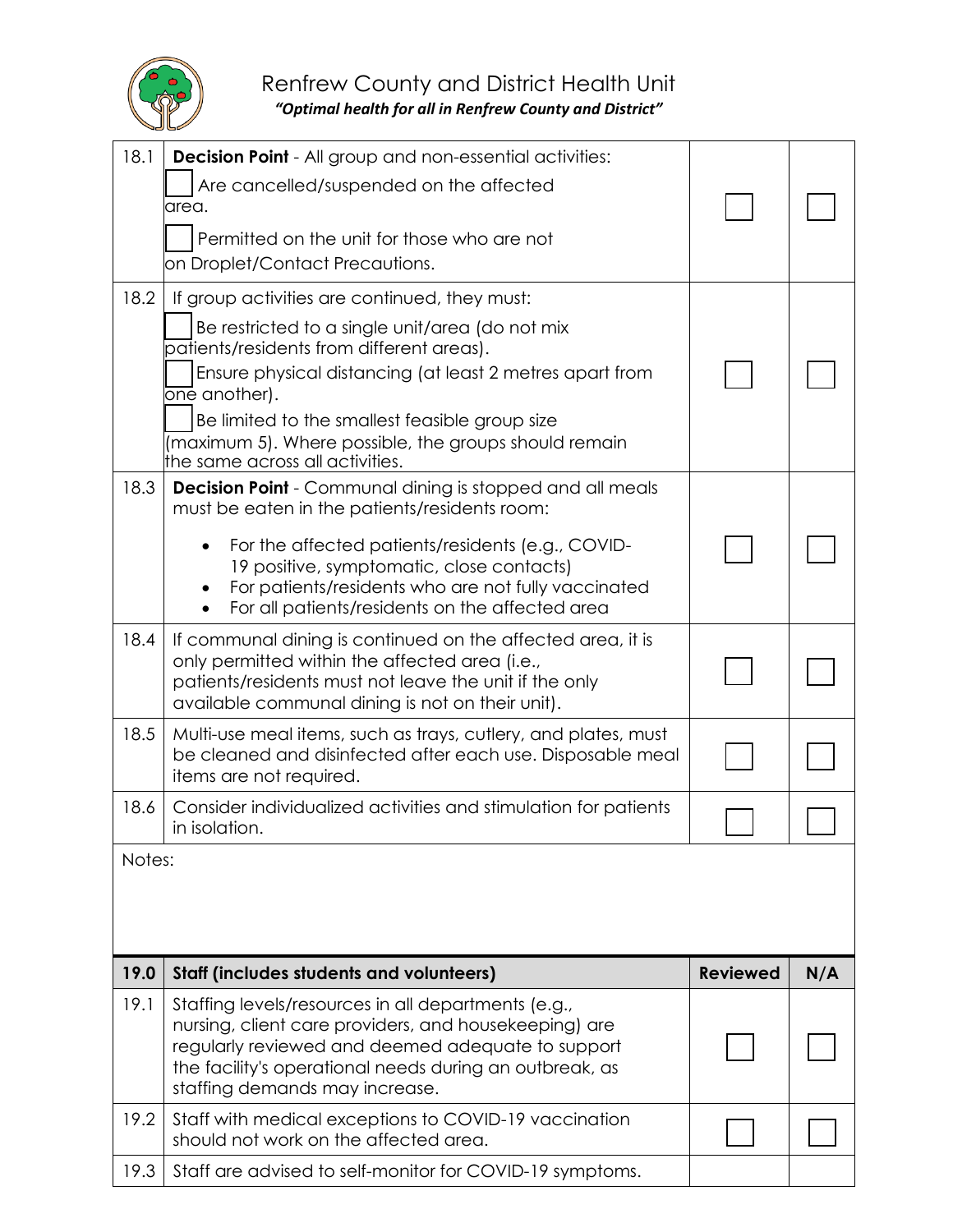| | | | |
|---|---|---|---|
| 18.1 | **Decision Point** - All group and non-essential activities:<br>☐ Are cancelled/suspended on the affected area.<br>☐ Permitted on the unit for those who are not on Droplet/Contact Precautions. | ☐ | ☐ |
| 18.2 | If group activities are continued, they must:<br>☐ Be restricted to a single unit/area (do not mix patients/residents from different areas).<br>☐ Ensure physical distancing (at least 2 metres apart from one another).<br>☐ Be limited to the smallest feasible group size (maximum 5). Where possible, the groups should remain the same across all activities. | ☐ | ☐ |
| 18.3 | **Decision Point** - Communal dining is stopped and all meals must be eaten in the patients/residents room:<br>• For the affected patients/residents (e.g., COVID-19 positive, symptomatic, close contacts)<br>• For patients/residents who are not fully vaccinated<br>• For all patients/residents on the affected area | ☐ | ☐ |
| 18.4 | If communal dining is continued on the affected area, it is only permitted within the affected area (i.e., patients/residents must not leave the unit if the only available communal dining is not on their unit). | ☐ | ☐ |
| 18.5 | Multi-use meal items, such as trays, cutlery, and plates, must be cleaned and disinfected after each use. Disposable meal items are not required. | ☐ | ☐ |
| 18.6 | Consider individualized activities and stimulation for patients in isolation. | ☐ | ☐ |
| Notes: | | | |

| 19.0 | Staff (includes students and volunteers) | Reviewed | N/A |
|---|---|---|---|
| 19.1 | Staffing levels/resources in all departments (e.g., nursing, client care providers, and housekeeping) are regularly reviewed and deemed adequate to support the facility's operational needs during an outbreak, as staffing demands may increase. | ☐ | ☐ |
| 19.2 | Staff with medical exceptions to COVID-19 vaccination should not work on the affected area. | ☐ | ☐ |
| 19.3 | Staff are advised to self-monitor for COVID-19 symptoms. | | |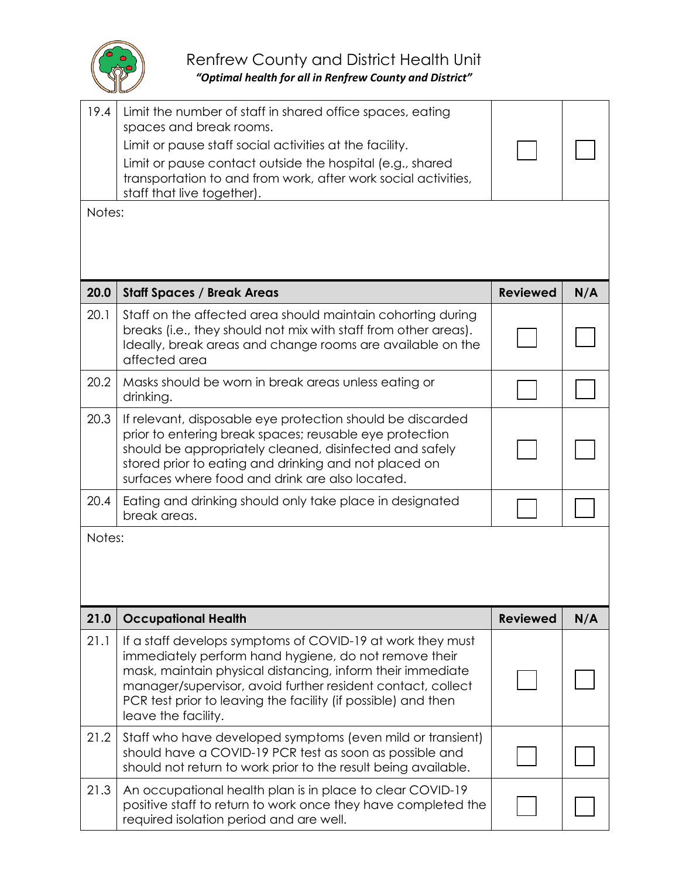| | | | |
|---|---|---|---|
| 19.4 | Limit the number of staff in shared office spaces, eating spaces and break rooms.<br>Limit or pause staff social activities at the facility.<br>Limit or pause contact outside the hospital (e.g., shared transportation to and from work, after work social activities, staff that live together). | ☐ | ☐ |

Notes:

| 20.0 | Staff Spaces / Break Areas | Reviewed | N/A |
|---|---|---|---|
| 20.1 | Staff on the affected area should maintain cohorting during breaks (i.e., they should not mix with staff from other areas). Ideally, break areas and change rooms are available on the affected area | ☐ | ☐ |
| 20.2 | Masks should be worn in break areas unless eating or drinking. | ☐ | ☐ |
| 20.3 | If relevant, disposable eye protection should be discarded prior to entering break spaces; reusable eye protection should be appropriately cleaned, disinfected and safely stored prior to eating and drinking and not placed on surfaces where food and drink are also located. | ☐ | ☐ |
| 20.4 | Eating and drinking should only take place in designated break areas. | ☐ | ☐ |

Notes:

| 21.0 | Occupational Health | Reviewed | N/A |
|---|---|---|---|
| 21.1 | If a staff develops symptoms of COVID-19 at work they must immediately perform hand hygiene, do not remove their mask, maintain physical distancing, inform their immediate manager/supervisor, avoid further resident contact, collect PCR test prior to leaving the facility (if possible) and then leave the facility. | ☐ | ☐ |
| 21.2 | Staff who have developed symptoms (even mild or transient) should have a COVID-19 PCR test as soon as possible and should not return to work prior to the result being available. | ☐ | ☐ |
| 21.3 | An occupational health plan is in place to clear COVID-19 positive staff to return to work once they have completed the required isolation period and are well. | ☐ | ☐ |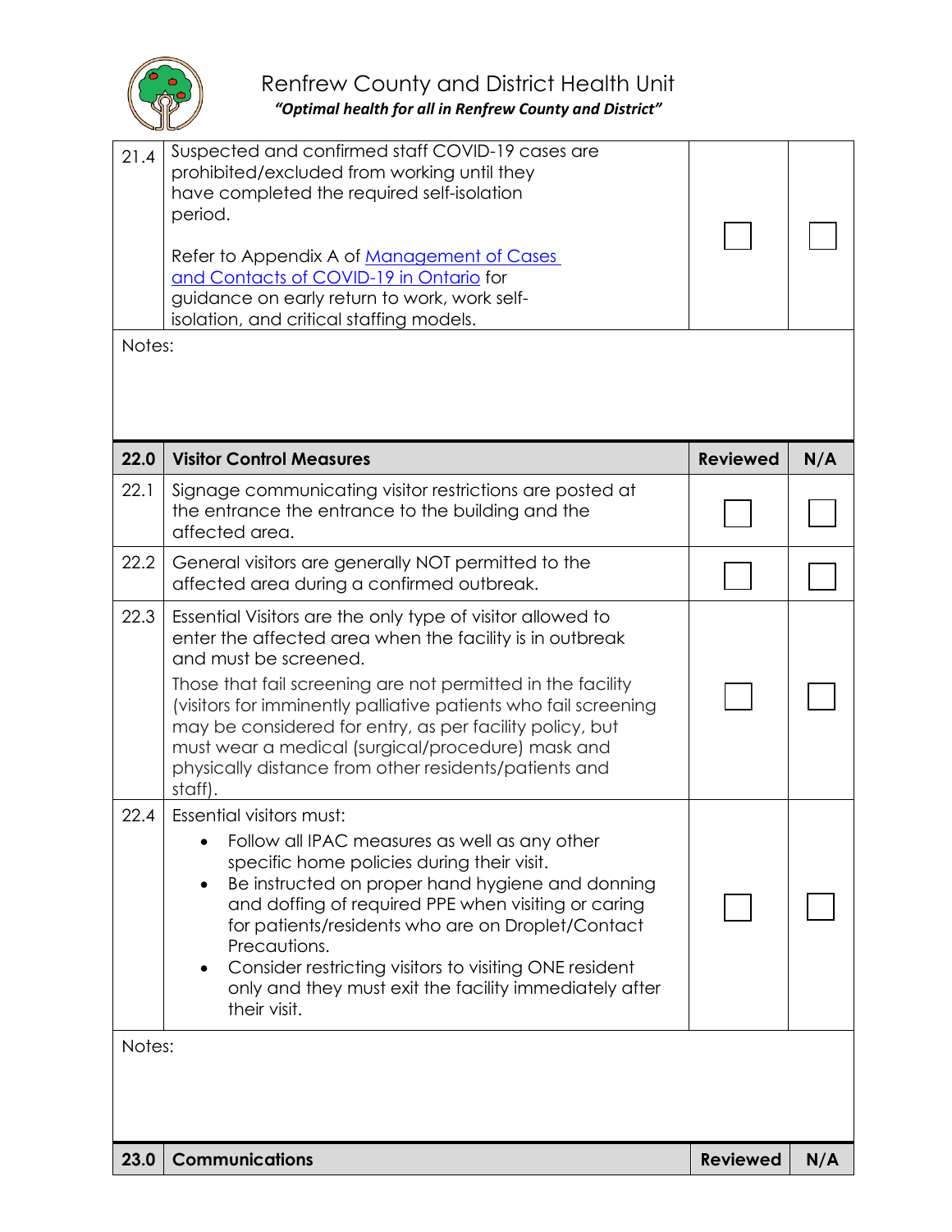| 21.4 | Suspected and confirmed staff COVID-19 cases are prohibited/excluded from working until they have completed the required self-isolation period.<br><br>Refer to Appendix A of [Management of Cases and Contacts of COVID-19 in Ontario]() for guidance on early return to work, work self-isolation, and critical staffing models. | ☐ | ☐ |
|---|---|---|---|

Notes:

| **22.0** | **Visitor Control Measures** | **Reviewed** | **N/A** |
|---|---|---|---|
| 22.1 | Signage communicating visitor restrictions are posted at the entrance the entrance to the building and the affected area. | ☐ | ☐ |
| 22.2 | General visitors are generally NOT permitted to the affected area during a confirmed outbreak. | ☐ | ☐ |
| 22.3 | Essential Visitors are the only type of visitor allowed to enter the affected area when the facility is in outbreak and must be screened.<br>Those that fail screening are not permitted in the facility (visitors for imminently palliative patients who fail screening may be considered for entry, as per facility policy, but must wear a medical (surgical/procedure) mask and physically distance from other residents/patients and staff). | ☐ | ☐ |
| 22.4 | Essential visitors must:<br>• Follow all IPAC measures as well as any other specific home policies during their visit.<br>• Be instructed on proper hand hygiene and donning and doffing of required PPE when visiting or caring for patients/residents who are on Droplet/Contact Precautions.<br>• Consider restricting visitors to visiting ONE resident only and they must exit the facility immediately after their visit. | ☐ | ☐ |

Notes:

| **23.0** | **Communications** | **Reviewed** | **N/A** |
|---|---|---|---|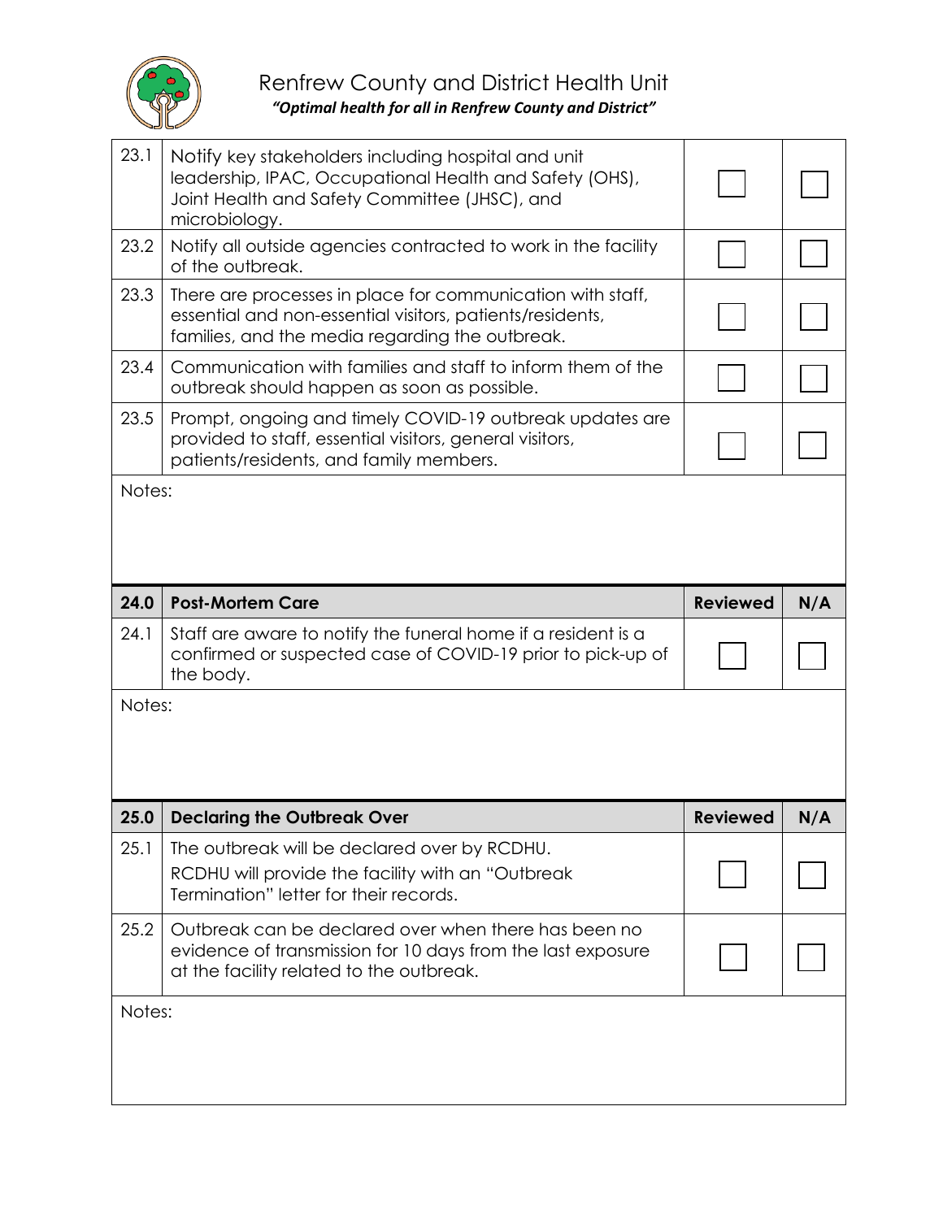| | | | |
|---|---|---|---|
| 23.1 | Notify key stakeholders including hospital and unit leadership, IPAC, Occupational Health and Safety (OHS), Joint Health and Safety Committee (JHSC), and microbiology. | ☐ | ☐ |
| 23.2 | Notify all outside agencies contracted to work in the facility of the outbreak. | ☐ | ☐ |
| 23.3 | There are processes in place for communication with staff, essential and non-essential visitors, patients/residents, families, and the media regarding the outbreak. | ☐ | ☐ |
| 23.4 | Communication with families and staff to inform them of the outbreak should happen as soon as possible. | ☐ | ☐ |
| 23.5 | Prompt, ongoing and timely COVID-19 outbreak updates are provided to staff, essential visitors, general visitors, patients/residents, and family members. | ☐ | ☐ |

Notes:

| 24.0 | Post-Mortem Care | Reviewed | N/A |
|---|---|---|---|
| 24.1 | Staff are aware to notify the funeral home if a resident is a confirmed or suspected case of COVID-19 prior to pick-up of the body. | ☐ | ☐ |

Notes:

| 25.0 | Declaring the Outbreak Over | Reviewed | N/A |
|---|---|---|---|
| 25.1 | The outbreak will be declared over by RCDHU. RCDHU will provide the facility with an "Outbreak Termination" letter for their records. | ☐ | ☐ |
| 25.2 | Outbreak can be declared over when there has been no evidence of transmission for 10 days from the last exposure at the facility related to the outbreak. | ☐ | ☐ |

Notes: